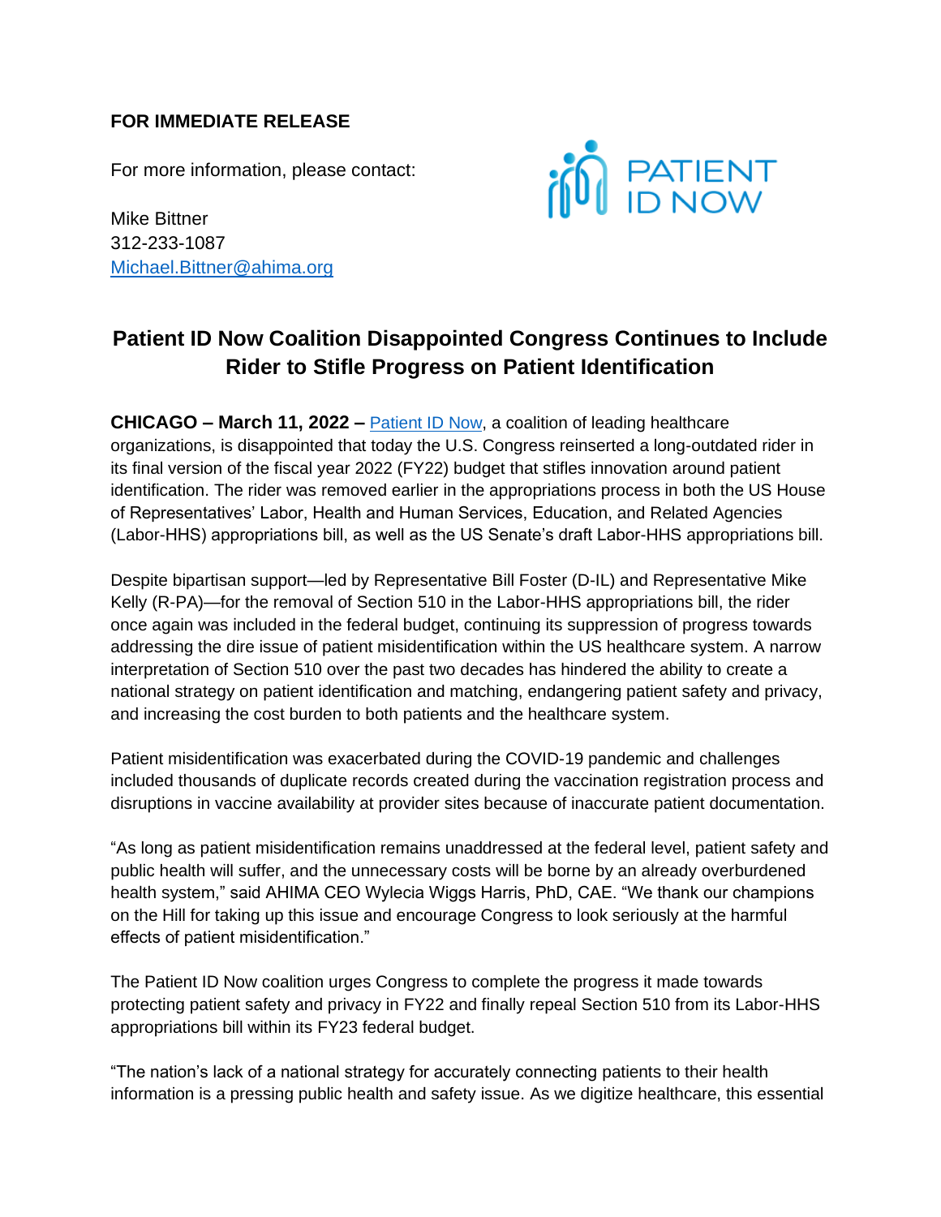**FOR IMMEDIATE RELEASE**

For more information, please contact:

PATIENT ID NOW

Mike Bittner
312-233-1087
Michael.Bittner@ahima.org

## Patient ID Now Coalition Disappointed Congress Continues to Include Rider to Stifle Progress on Patient Identification

**CHICAGO – March 11, 2022 –** Patient ID Now, a coalition of leading healthcare organizations, is disappointed that today the U.S. Congress reinserted a long-outdated rider in its final version of the fiscal year 2022 (FY22) budget that stifles innovation around patient identification. The rider was removed earlier in the appropriations process in both the US House of Representatives' Labor, Health and Human Services, Education, and Related Agencies (Labor-HHS) appropriations bill, as well as the US Senate's draft Labor-HHS appropriations bill.

Despite bipartisan support—led by Representative Bill Foster (D-IL) and Representative Mike Kelly (R-PA)—for the removal of Section 510 in the Labor-HHS appropriations bill, the rider once again was included in the federal budget, continuing its suppression of progress towards addressing the dire issue of patient misidentification within the US healthcare system. A narrow interpretation of Section 510 over the past two decades has hindered the ability to create a national strategy on patient identification and matching, endangering patient safety and privacy, and increasing the cost burden to both patients and the healthcare system.

Patient misidentification was exacerbated during the COVID-19 pandemic and challenges included thousands of duplicate records created during the vaccination registration process and disruptions in vaccine availability at provider sites because of inaccurate patient documentation.

"As long as patient misidentification remains unaddressed at the federal level, patient safety and public health will suffer, and the unnecessary costs will be borne by an already overburdened health system," said AHIMA CEO Wylecia Wiggs Harris, PhD, CAE. "We thank our champions on the Hill for taking up this issue and encourage Congress to look seriously at the harmful effects of patient misidentification."

The Patient ID Now coalition urges Congress to complete the progress it made towards protecting patient safety and privacy in FY22 and finally repeal Section 510 from its Labor-HHS appropriations bill within its FY23 federal budget.

"The nation's lack of a national strategy for accurately connecting patients to their health information is a pressing public health and safety issue. As we digitize healthcare, this essential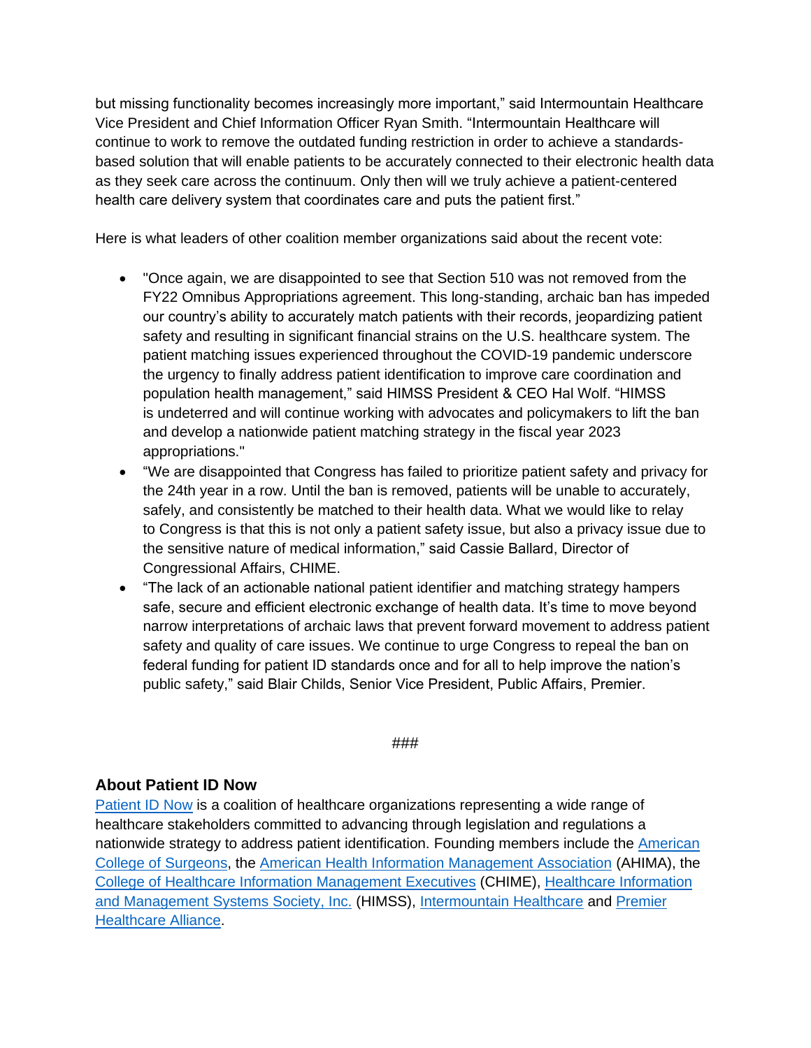but missing functionality becomes increasingly more important," said Intermountain Healthcare Vice President and Chief Information Officer Ryan Smith. "Intermountain Healthcare will continue to work to remove the outdated funding restriction in order to achieve a standards-based solution that will enable patients to be accurately connected to their electronic health data as they seek care across the continuum. Only then will we truly achieve a patient-centered health care delivery system that coordinates care and puts the patient first."

Here is what leaders of other coalition member organizations said about the recent vote:

- "Once again, we are disappointed to see that Section 510 was not removed from the FY22 Omnibus Appropriations agreement. This long-standing, archaic ban has impeded our country's ability to accurately match patients with their records, jeopardizing patient safety and resulting in significant financial strains on the U.S. healthcare system. The patient matching issues experienced throughout the COVID-19 pandemic underscore the urgency to finally address patient identification to improve care coordination and population health management," said HIMSS President & CEO Hal Wolf. "HIMSS is undeterred and will continue working with advocates and policymakers to lift the ban and develop a nationwide patient matching strategy in the fiscal year 2023 appropriations."
- "We are disappointed that Congress has failed to prioritize patient safety and privacy for the 24th year in a row. Until the ban is removed, patients will be unable to accurately, safely, and consistently be matched to their health data. What we would like to relay to Congress is that this is not only a patient safety issue, but also a privacy issue due to the sensitive nature of medical information," said Cassie Ballard, Director of Congressional Affairs, CHIME.
- "The lack of an actionable national patient identifier and matching strategy hampers safe, secure and efficient electronic exchange of health data. It's time to move beyond narrow interpretations of archaic laws that prevent forward movement to address patient safety and quality of care issues. We continue to urge Congress to repeal the ban on federal funding for patient ID standards once and for all to help improve the nation's public safety," said Blair Childs, Senior Vice President, Public Affairs, Premier.

###

## About Patient ID Now

Patient ID Now is a coalition of healthcare organizations representing a wide range of healthcare stakeholders committed to advancing through legislation and regulations a nationwide strategy to address patient identification. Founding members include the American College of Surgeons, the American Health Information Management Association (AHIMA), the College of Healthcare Information Management Executives (CHIME), Healthcare Information and Management Systems Society, Inc. (HIMSS), Intermountain Healthcare and Premier Healthcare Alliance.